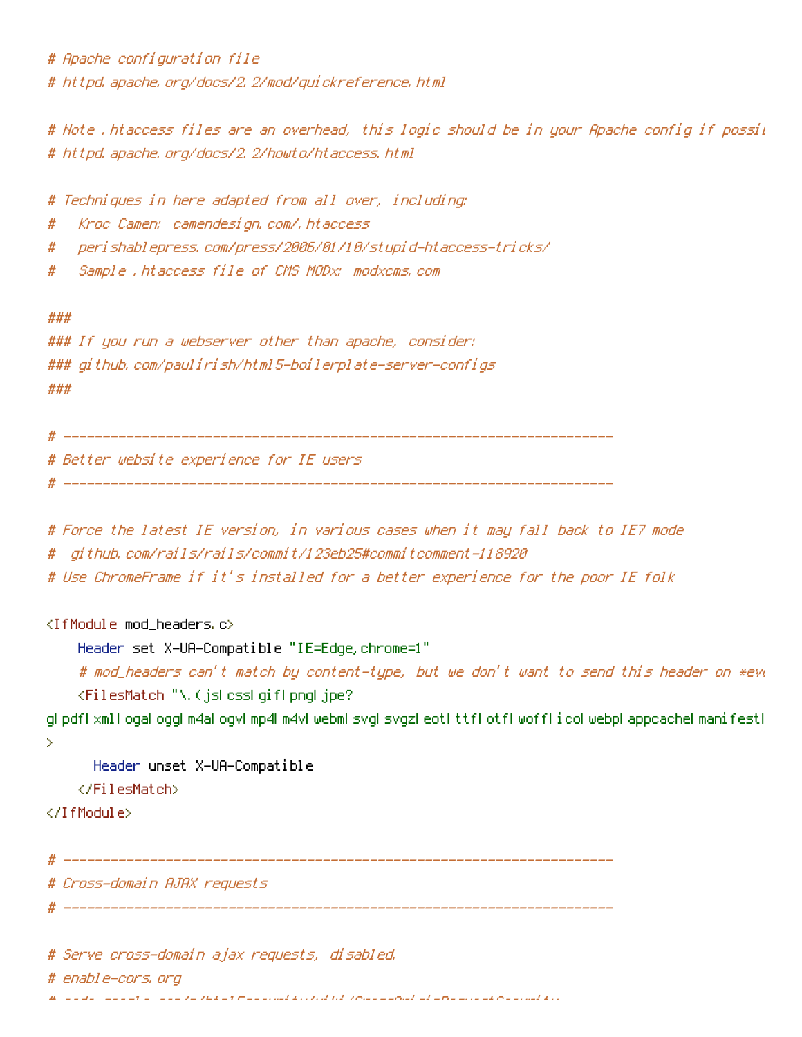```
# Apache configuration file
# httpd.apache.org/docs/2.2/mod/quickreference.html

# Note .htaccess files are an overhead, this logic should be in your Apache config if possil
# httpd.apache.org/docs/2.2/howto/htaccess.html

# Techniques in here adapted from all over, including:
#   Kroc Camen: camendesign.com/.htaccess
#   perishablepress.com/press/2006/01/10/stupid-htaccess-tricks/
#   Sample .htaccess file of CMS MODx: modxcms.com

###
### If you run a webserver other than apache, consider:
### github.com/paulirish/html5-boilerplate-server-configs
###

# ----------------------------------------------------------------------
# Better website experience for IE users
# ----------------------------------------------------------------------

# Force the latest IE version, in various cases when it may fall back to IE7 mode
#  github.com/rails/rails/commit/123eb25#commitcomment-118920
# Use ChromeFrame if it's installed for a better experience for the poor IE folk

<IfModule mod_headers.c>
    Header set X-UA-Compatible "IE=Edge,chrome=1"
    # mod_headers can't match by content-type, but we don't want to send this header on *eve
    <FilesMatch "\.(js|css|gif|png|jpe?
g|pdf|xml|oga|ogg|m4a|ogv|mp4|m4v|webm|svg|svgz|eot|ttf|otf|woff|ico|webp|appcache|manifest|
>
      Header unset X-UA-Compatible
    </FilesMatch>
</IfModule>

# ----------------------------------------------------------------------
# Cross-domain AJAX requests
# ----------------------------------------------------------------------

# Serve cross-domain ajax requests, disabled.
# enable-cors.org
```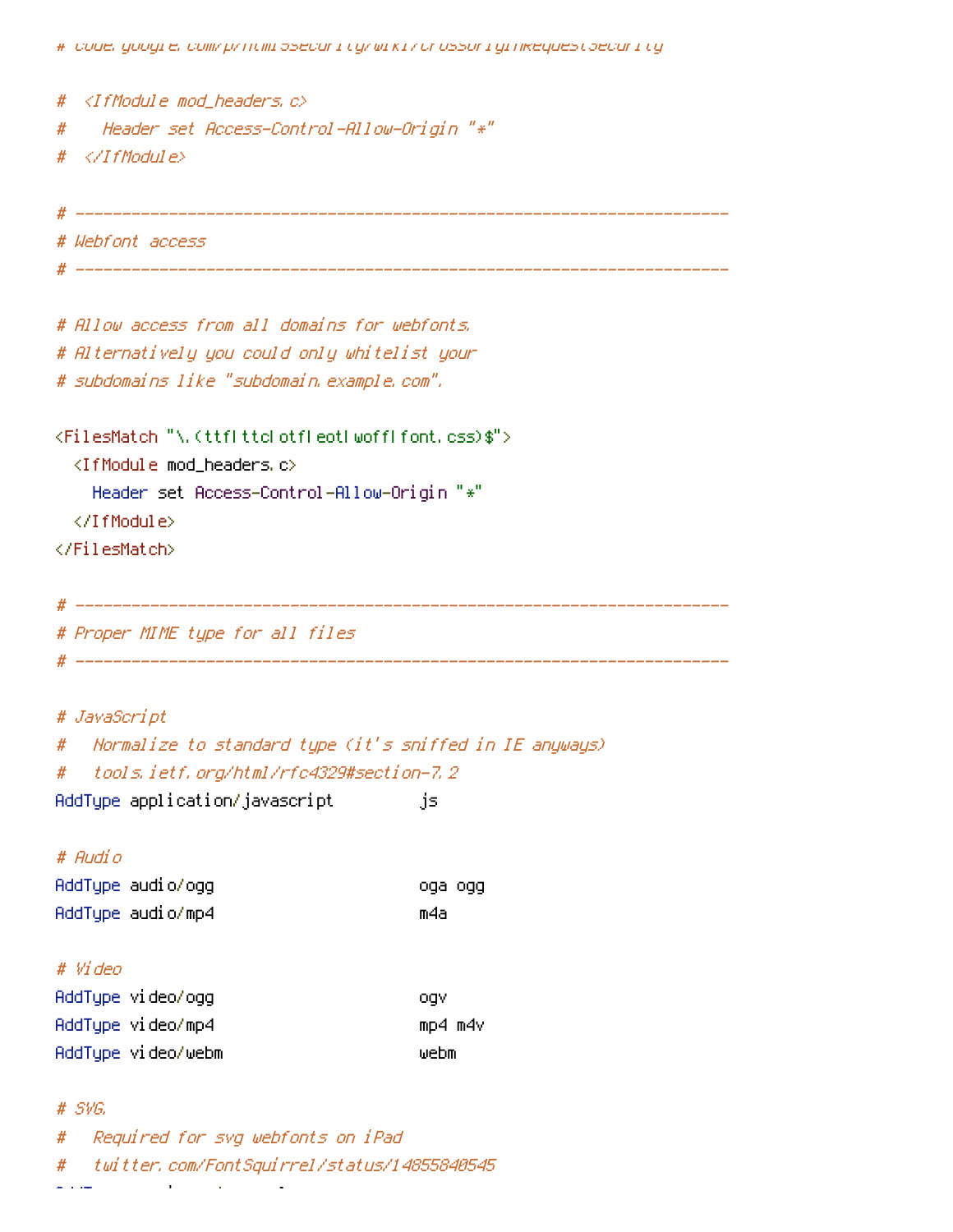```
# code.google.com/p/html5security/wiki/CrossOriginRequestSecurity

#  <IfModule mod_headers.c>
#    Header set Access-Control-Allow-Origin "*"
#  </IfModule>

# ----------------------------------------------------------------------
# Webfont access
# ----------------------------------------------------------------------

# Allow access from all domains for webfonts.
# Alternatively you could only whitelist your
# subdomains like "subdomain.example.com".

<FilesMatch "\.(ttf|ttc|otf|eot|woff|font.css)$">
  <IfModule mod_headers.c>
    Header set Access-Control-Allow-Origin "*"
  </IfModule>
</FilesMatch>

# ----------------------------------------------------------------------
# Proper MIME type for all files
# ----------------------------------------------------------------------

# JavaScript
#   Normalize to standard type (it's sniffed in IE anyways)
#   tools.ietf.org/html/rfc4329#section-7.2
AddType application/javascript         js

# Audio
AddType audio/ogg                      oga ogg
AddType audio/mp4                      m4a

# Video
AddType video/ogg                      ogv
AddType video/mp4                      mp4 m4v
AddType video/webm                     webm

# SVG.
#   Required for svg webfonts on iPad
#   twitter.com/FontSquirrel/status/14855840545
```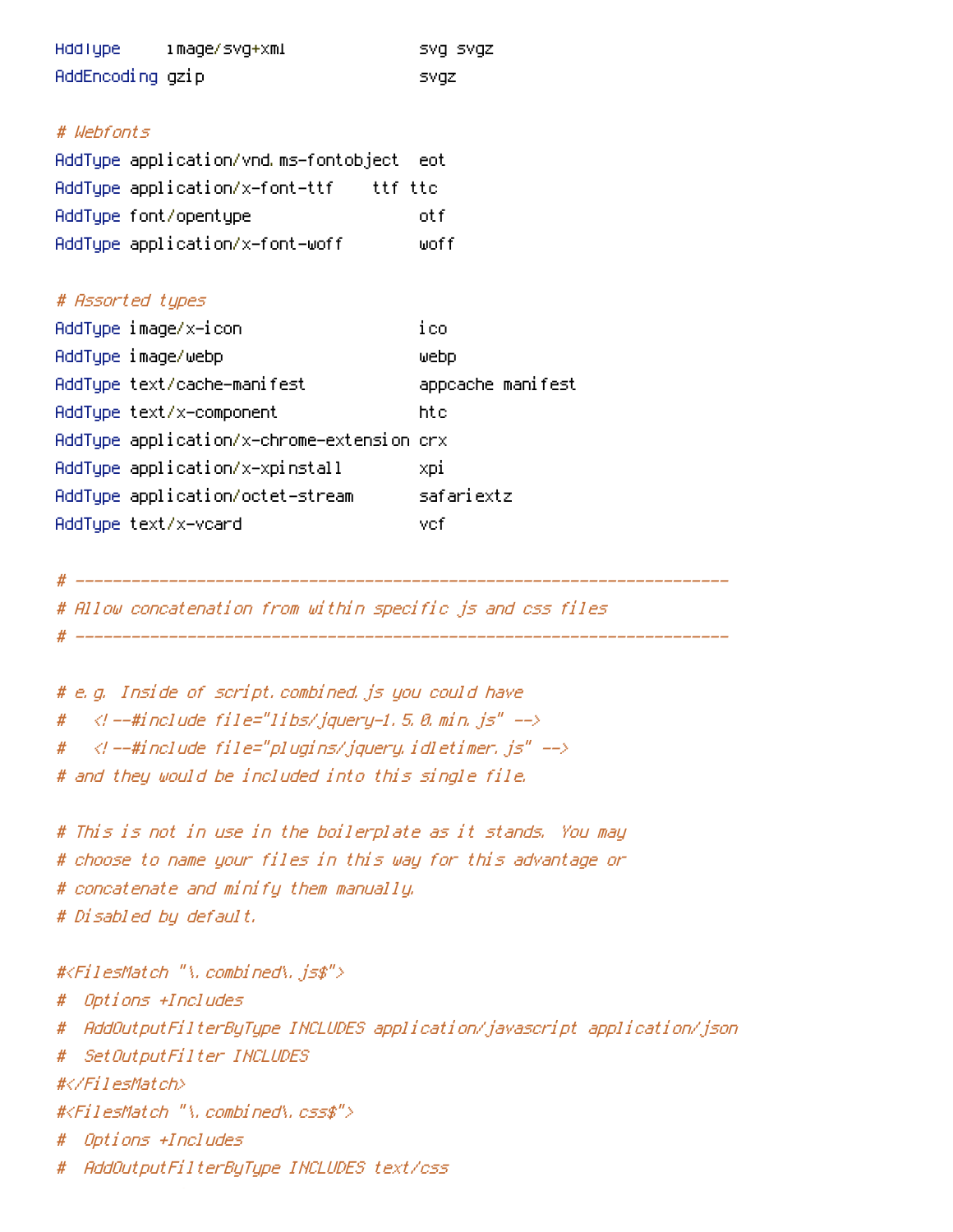```
AddType     image/svg+xml              svg svgz
AddEncoding gzip                       svgz

# Webfonts
AddType application/vnd.ms-fontobject  eot
AddType application/x-font-ttf    ttf ttc
AddType font/opentype                  otf
AddType application/x-font-woff        woff

# Assorted types
AddType image/x-icon                   ico
AddType image/webp                     webp
AddType text/cache-manifest            appcache manifest
AddType text/x-component               htc
AddType application/x-chrome-extension crx
AddType application/x-xpinstall        xpi
AddType application/octet-stream       safariextz
AddType text/x-vcard                   vcf

# ----------------------------------------------------------------------
# Allow concatenation from within specific js and css files
# ----------------------------------------------------------------------

# e.g. Inside of script.combined.js you could have
#   <!--#include file="libs/jquery-1.5.0.min.js" -->
#   <!--#include file="plugins/jquery.idletimer.js" -->
# and they would be included into this single file.

# This is not in use in the boilerplate as it stands. You may
# choose to name your files in this way for this advantage or
# concatenate and minify them manually.
# Disabled by default.

#<FilesMatch "\.combined\.js$">
#  Options +Includes
#  AddOutputFilterByType INCLUDES application/javascript application/json
#  SetOutputFilter INCLUDES
#</FilesMatch>
#<FilesMatch "\.combined\.css$">
#  Options +Includes
#  AddOutputFilterByType INCLUDES text/css
```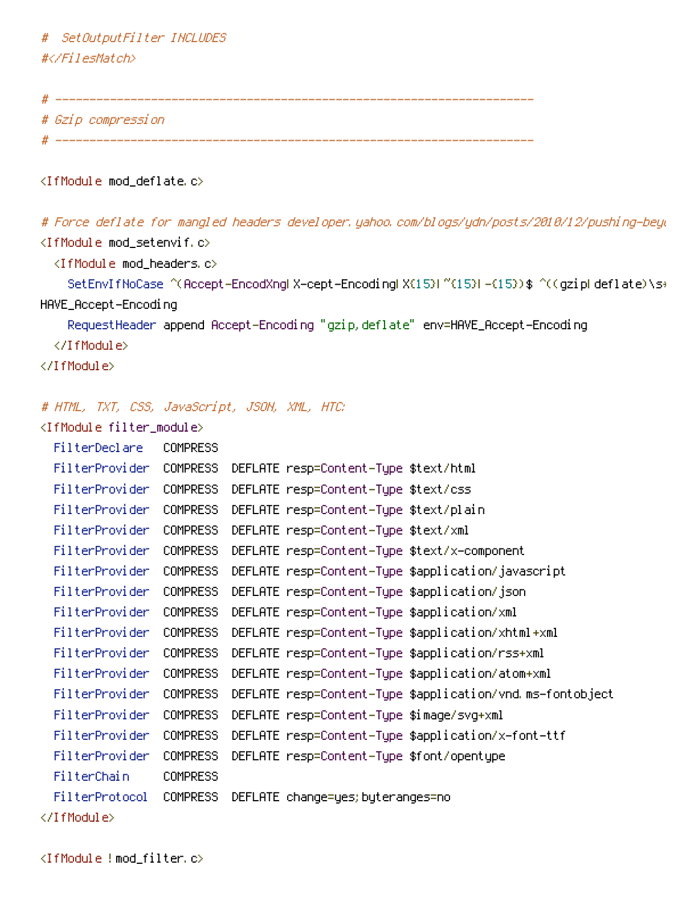```
#  SetOutputFilter INCLUDES
#</FilesMatch>

# ----------------------------------------------------------------------
# Gzip compression
# ----------------------------------------------------------------------

<IfModule mod_deflate.c>

# Force deflate for mangled headers developer.yahoo.com/blogs/ydn/posts/2010/12/pushing-beyo
<IfModule mod_setenvif.c>
  <IfModule mod_headers.c>
    SetEnvIfNoCase ^(Accept-EncodXng|X-cept-Encoding|X{15}|~{15}|-{15})$ ^((gzip|deflate)\s*
HAVE_Accept-Encoding
    RequestHeader append Accept-Encoding "gzip,deflate" env=HAVE_Accept-Encoding
  </IfModule>
</IfModule>

# HTML, TXT, CSS, JavaScript, JSON, XML, HTC:
<IfModule filter_module>
  FilterDeclare   COMPRESS
  FilterProvider  COMPRESS  DEFLATE resp=Content-Type $text/html
  FilterProvider  COMPRESS  DEFLATE resp=Content-Type $text/css
  FilterProvider  COMPRESS  DEFLATE resp=Content-Type $text/plain
  FilterProvider  COMPRESS  DEFLATE resp=Content-Type $text/xml
  FilterProvider  COMPRESS  DEFLATE resp=Content-Type $text/x-component
  FilterProvider  COMPRESS  DEFLATE resp=Content-Type $application/javascript
  FilterProvider  COMPRESS  DEFLATE resp=Content-Type $application/json
  FilterProvider  COMPRESS  DEFLATE resp=Content-Type $application/xml
  FilterProvider  COMPRESS  DEFLATE resp=Content-Type $application/xhtml+xml
  FilterProvider  COMPRESS  DEFLATE resp=Content-Type $application/rss+xml
  FilterProvider  COMPRESS  DEFLATE resp=Content-Type $application/atom+xml
  FilterProvider  COMPRESS  DEFLATE resp=Content-Type $application/vnd.ms-fontobject
  FilterProvider  COMPRESS  DEFLATE resp=Content-Type $image/svg+xml
  FilterProvider  COMPRESS  DEFLATE resp=Content-Type $application/x-font-ttf
  FilterProvider  COMPRESS  DEFLATE resp=Content-Type $font/opentype
  FilterChain     COMPRESS
  FilterProtocol  COMPRESS  DEFLATE change=yes;byteranges=no
</IfModule>

<IfModule !mod_filter.c>
```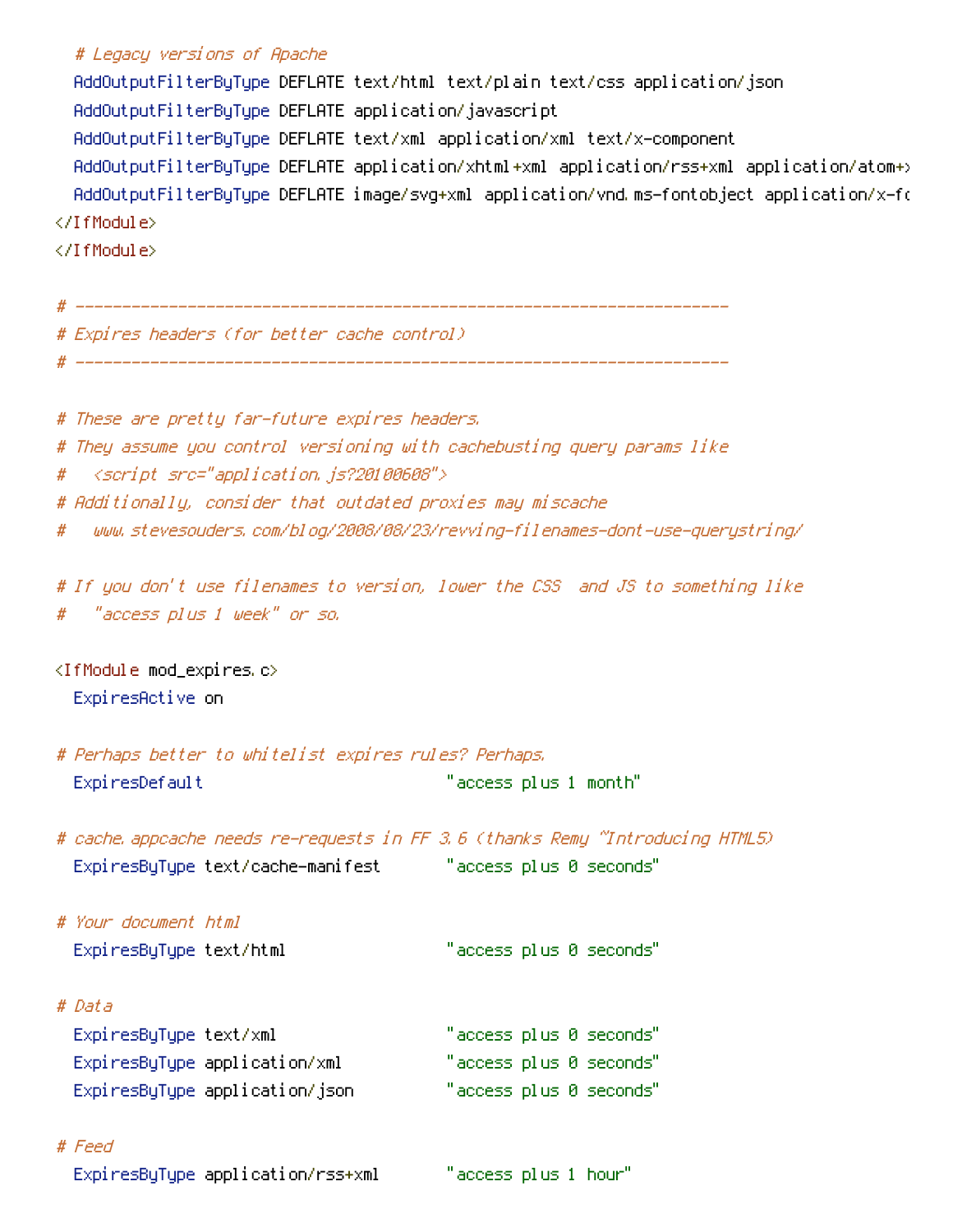```
  # Legacy versions of Apache
  AddOutputFilterByType DEFLATE text/html text/plain text/css application/json
  AddOutputFilterByType DEFLATE application/javascript
  AddOutputFilterByType DEFLATE text/xml application/xml text/x-component
  AddOutputFilterByType DEFLATE application/xhtml+xml application/rss+xml application/atom+x
  AddOutputFilterByType DEFLATE image/svg+xml application/vnd.ms-fontobject application/x-fo
</IfModule>
</IfModule>

# ----------------------------------------------------------------------
# Expires headers (for better cache control)
# ----------------------------------------------------------------------

# These are pretty far-future expires headers.
# They assume you control versioning with cachebusting query params like
#   <script src="application.js?20100608">
# Additionally, consider that outdated proxies may miscache
#   www.stevesouders.com/blog/2008/08/23/revving-filenames-dont-use-querystring/

# If you don't use filenames to version, lower the CSS  and JS to something like
#   "access plus 1 week" or so.

<IfModule mod_expires.c>
  ExpiresActive on

# Perhaps better to whitelist expires rules? Perhaps.
  ExpiresDefault                          "access plus 1 month"

# cache.appcache needs re-requests in FF 3.6 (thanks Remy ~Introducing HTML5)
  ExpiresByType text/cache-manifest       "access plus 0 seconds"

# Your document html
  ExpiresByType text/html                 "access plus 0 seconds"

# Data
  ExpiresByType text/xml                  "access plus 0 seconds"
  ExpiresByType application/xml           "access plus 0 seconds"
  ExpiresByType application/json          "access plus 0 seconds"

# Feed
  ExpiresByType application/rss+xml       "access plus 1 hour"
```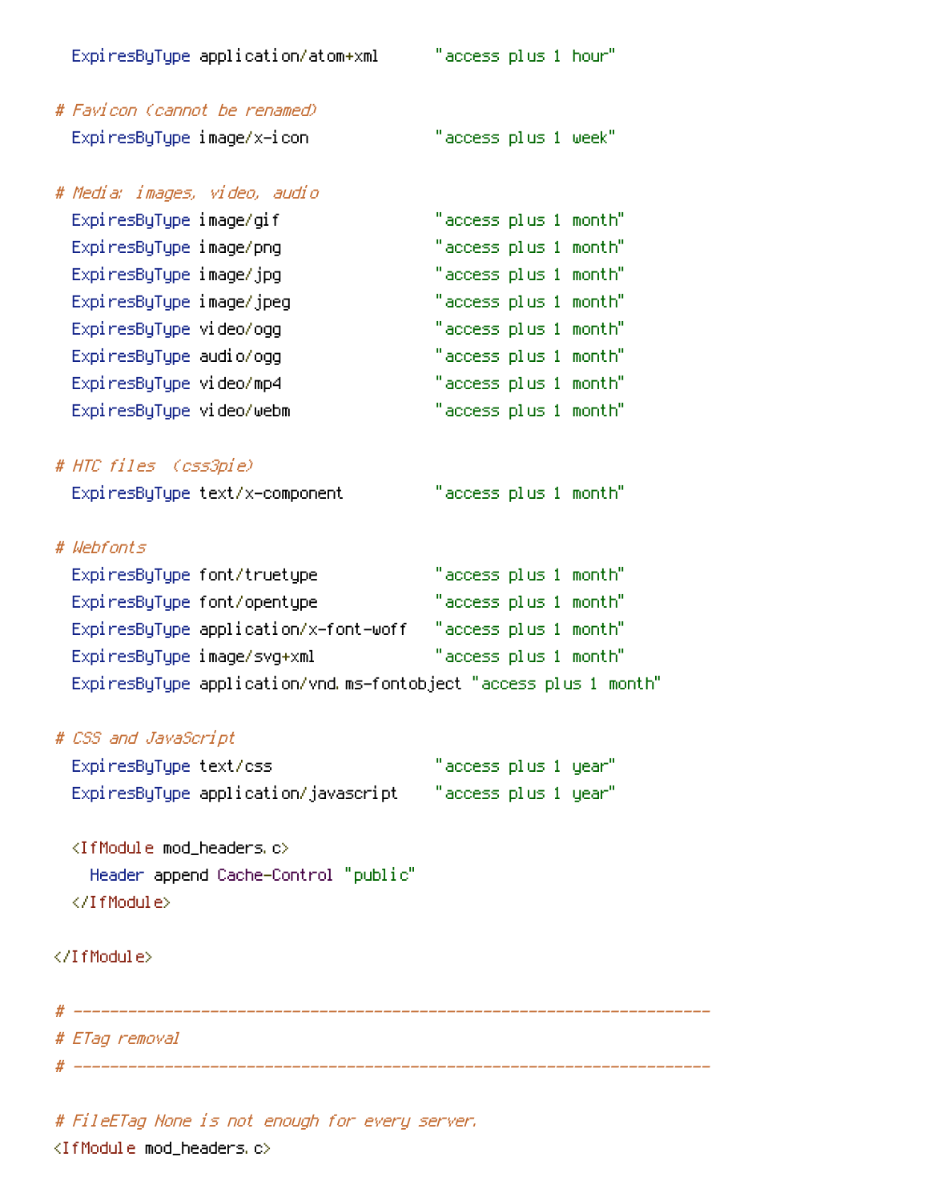```
  ExpiresByType application/atom+xml      "access plus 1 hour"

# Favicon (cannot be renamed)
  ExpiresByType image/x-icon              "access plus 1 week"

# Media: images, video, audio
  ExpiresByType image/gif                 "access plus 1 month"
  ExpiresByType image/png                 "access plus 1 month"
  ExpiresByType image/jpg                 "access plus 1 month"
  ExpiresByType image/jpeg                "access plus 1 month"
  ExpiresByType video/ogg                 "access plus 1 month"
  ExpiresByType audio/ogg                 "access plus 1 month"
  ExpiresByType video/mp4                 "access plus 1 month"
  ExpiresByType video/webm                "access plus 1 month"

# HTC files  (css3pie)
  ExpiresByType text/x-component          "access plus 1 month"

# Webfonts
  ExpiresByType font/truetype             "access plus 1 month"
  ExpiresByType font/opentype             "access plus 1 month"
  ExpiresByType application/x-font-woff   "access plus 1 month"
  ExpiresByType image/svg+xml             "access plus 1 month"
  ExpiresByType application/vnd.ms-fontobject "access plus 1 month"

# CSS and JavaScript
  ExpiresByType text/css                  "access plus 1 year"
  ExpiresByType application/javascript    "access plus 1 year"

  <IfModule mod_headers.c>
    Header append Cache-Control "public"
  </IfModule>

</IfModule>

# ----------------------------------------------------------------------
# ETag removal
# ----------------------------------------------------------------------

# FileETag None is not enough for every server.
<IfModule mod_headers.c>
```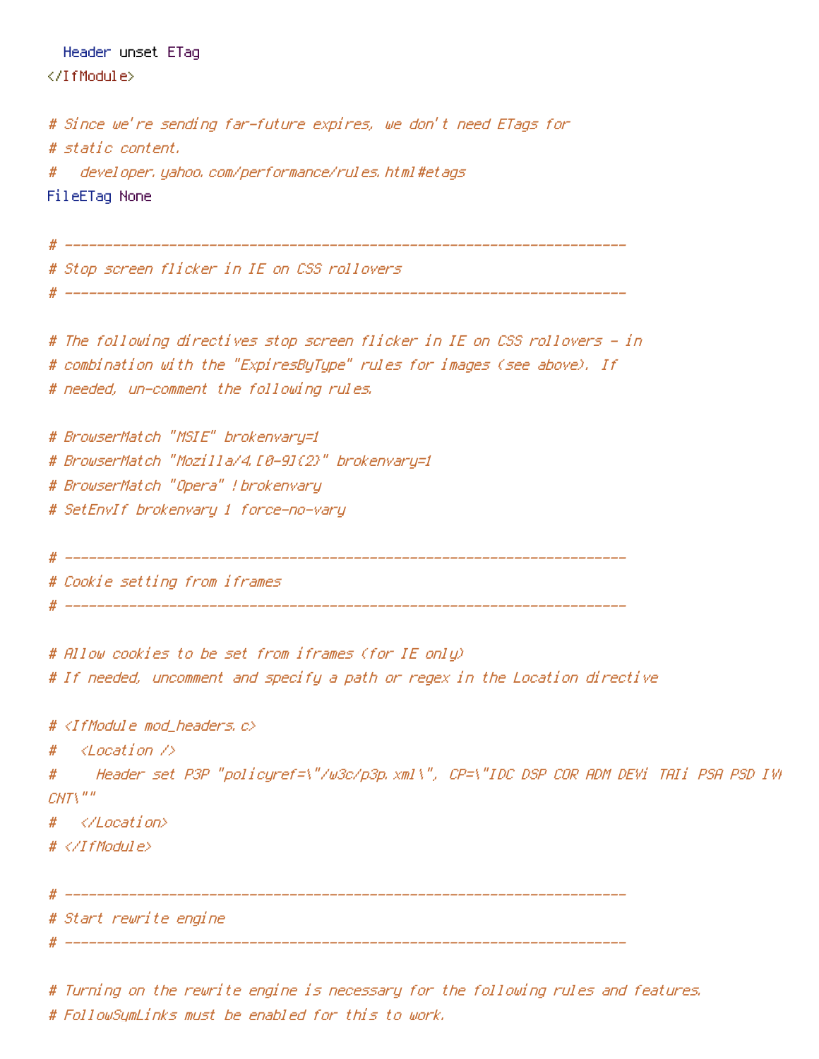```
  Header unset ETag
</IfModule>

# Since we're sending far-future expires, we don't need ETags for
# static content.
#   developer.yahoo.com/performance/rules.html#etags
FileETag None

# ----------------------------------------------------------------------
# Stop screen flicker in IE on CSS rollovers
# ----------------------------------------------------------------------

# The following directives stop screen flicker in IE on CSS rollovers - in
# combination with the "ExpiresByType" rules for images (see above). If
# needed, un-comment the following rules.

# BrowserMatch "MSIE" brokenvary=1
# BrowserMatch "Mozilla/4.[0-9]{2}" brokenvary=1
# BrowserMatch "Opera" !brokenvary
# SetEnvIf brokenvary 1 force-no-vary

# ----------------------------------------------------------------------
# Cookie setting from iframes
# ----------------------------------------------------------------------

# Allow cookies to be set from iframes (for IE only)
# If needed, uncomment and specify a path or regex in the Location directive

# <IfModule mod_headers.c>
#   <Location />
#     Header set P3P "policyref=\"/w3c/p3p.xml\", CP=\"IDC DSP COR ADM DEVi TAIi PSA PSD IVi
CNT\""
#   </Location>
# </IfModule>

# ----------------------------------------------------------------------
# Start rewrite engine
# ----------------------------------------------------------------------

# Turning on the rewrite engine is necessary for the following rules and features.
# FollowSymLinks must be enabled for this to work.
```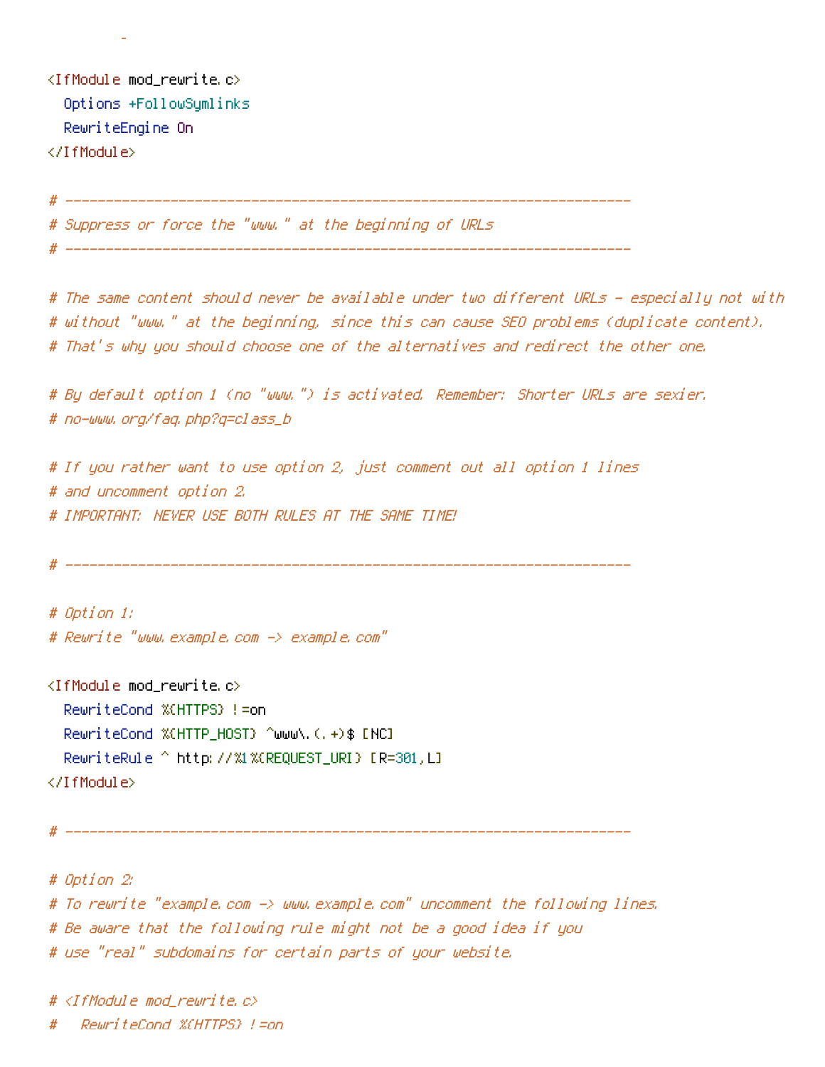```
        -

<IfModule mod_rewrite.c>
  Options +FollowSymlinks
  RewriteEngine On
</IfModule>

# ----------------------------------------------------------------------
# Suppress or force the "www." at the beginning of URLs
# ----------------------------------------------------------------------

# The same content should never be available under two different URLs - especially not with
# without "www." at the beginning, since this can cause SEO problems (duplicate content).
# That's why you should choose one of the alternatives and redirect the other one.

# By default option 1 (no "www.") is activated. Remember: Shorter URLs are sexier.
# no-www.org/faq.php?q=class_b

# If you rather want to use option 2, just comment out all option 1 lines
# and uncomment option 2.
# IMPORTANT: NEVER USE BOTH RULES AT THE SAME TIME!

# ----------------------------------------------------------------------

# Option 1:
# Rewrite "www.example.com -> example.com"

<IfModule mod_rewrite.c>
  RewriteCond %{HTTPS} !=on
  RewriteCond %{HTTP_HOST} ^www\.(.+)$ [NC]
  RewriteRule ^ http://%1%{REQUEST_URI} [R=301,L]
</IfModule>

# ----------------------------------------------------------------------

# Option 2:
# To rewrite "example.com -> www.example.com" uncomment the following lines.
# Be aware that the following rule might not be a good idea if you
# use "real" subdomains for certain parts of your website.

# <IfModule mod_rewrite.c>
#   RewriteCond %{HTTPS} !=on
```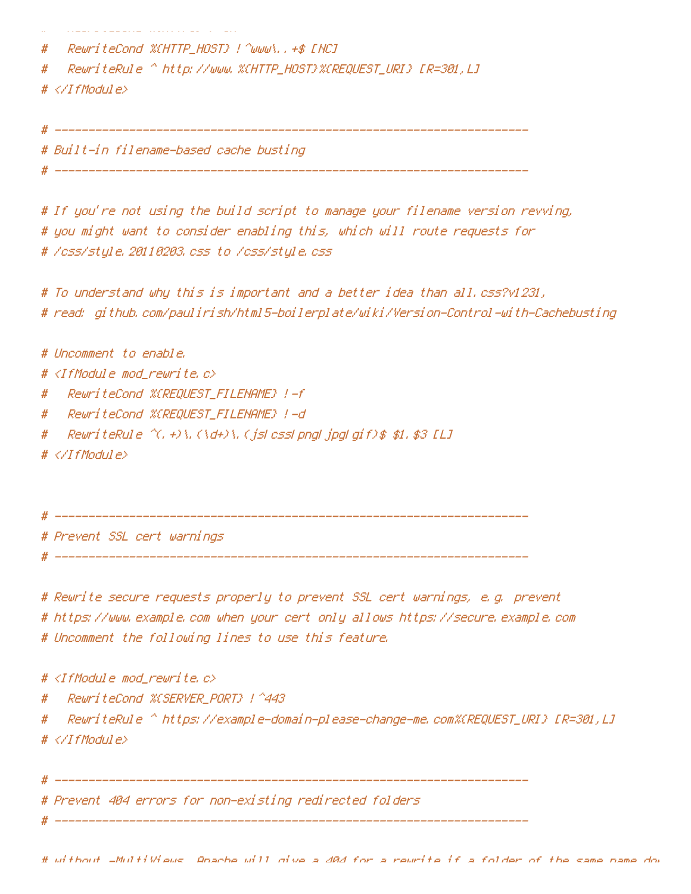```
#   RewriteCond %{HTTP_HOST} !^www\..+$ [NC]
#   RewriteRule ^ http://www.%{HTTP_HOST}%{REQUEST_URI} [R=301,L]
# </IfModule>

# ----------------------------------------------------------------------
# Built-in filename-based cache busting
# ----------------------------------------------------------------------

# If you're not using the build script to manage your filename version revving,
# you might want to consider enabling this, which will route requests for
# /css/style.20110203.css to /css/style.css

# To understand why this is important and a better idea than all.css?v1231,
# read: github.com/paulirish/html5-boilerplate/wiki/Version-Control-with-Cachebusting

# Uncomment to enable.
# <IfModule mod_rewrite.c>
#   RewriteCond %{REQUEST_FILENAME} !-f
#   RewriteCond %{REQUEST_FILENAME} !-d
#   RewriteRule ^(.+)\.(\d+)\.(js|css|png|jpg|gif)$ $1.$3 [L]
# </IfModule>


# ----------------------------------------------------------------------
# Prevent SSL cert warnings
# ----------------------------------------------------------------------

# Rewrite secure requests properly to prevent SSL cert warnings, e.g. prevent
# https://www.example.com when your cert only allows https://secure.example.com
# Uncomment the following lines to use this feature.

# <IfModule mod_rewrite.c>
#   RewriteCond %{SERVER_PORT} !^443
#   RewriteRule ^ https://example-domain-please-change-me.com%{REQUEST_URI} [R=301,L]
# </IfModule>

# ----------------------------------------------------------------------
# Prevent 404 errors for non-existing redirected folders
# ----------------------------------------------------------------------

# without -MultiViews, Apache will give a 404 for a rewrite if a folder of the same name does
```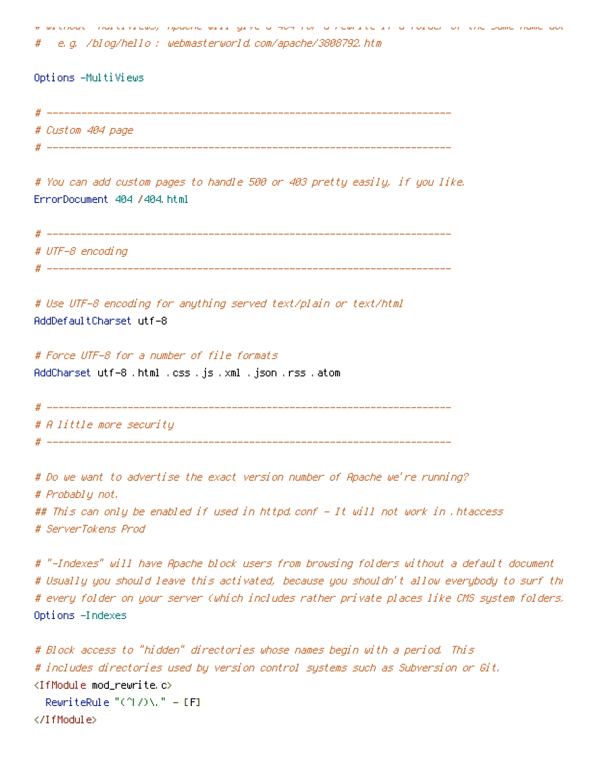```
# without -MultiViews, Apache will give a 404 for a rewrite if a folder of the same name doe
#   e.g. /blog/hello : webmasterworld.com/apache/3808792.htm

Options -MultiViews

# ----------------------------------------------------------------------
# Custom 404 page
# ----------------------------------------------------------------------

# You can add custom pages to handle 500 or 403 pretty easily, if you like.
ErrorDocument 404 /404.html

# ----------------------------------------------------------------------
# UTF-8 encoding
# ----------------------------------------------------------------------

# Use UTF-8 encoding for anything served text/plain or text/html
AddDefaultCharset utf-8

# Force UTF-8 for a number of file formats
AddCharset utf-8 .html .css .js .xml .json .rss .atom

# ----------------------------------------------------------------------
# A little more security
# ----------------------------------------------------------------------

# Do we want to advertise the exact version number of Apache we're running?
# Probably not.
## This can only be enabled if used in httpd.conf - It will not work in .htaccess
# ServerTokens Prod

# "-Indexes" will have Apache block users from browsing folders without a default document
# Usually you should leave this activated, because you shouldn't allow everybody to surf thr
# every folder on your server (which includes rather private places like CMS system folders.
Options -Indexes

# Block access to "hidden" directories whose names begin with a period. This
# includes directories used by version control systems such as Subversion or Git.
<IfModule mod_rewrite.c>
  RewriteRule "(^|/)\." - [F]
</IfModule>
```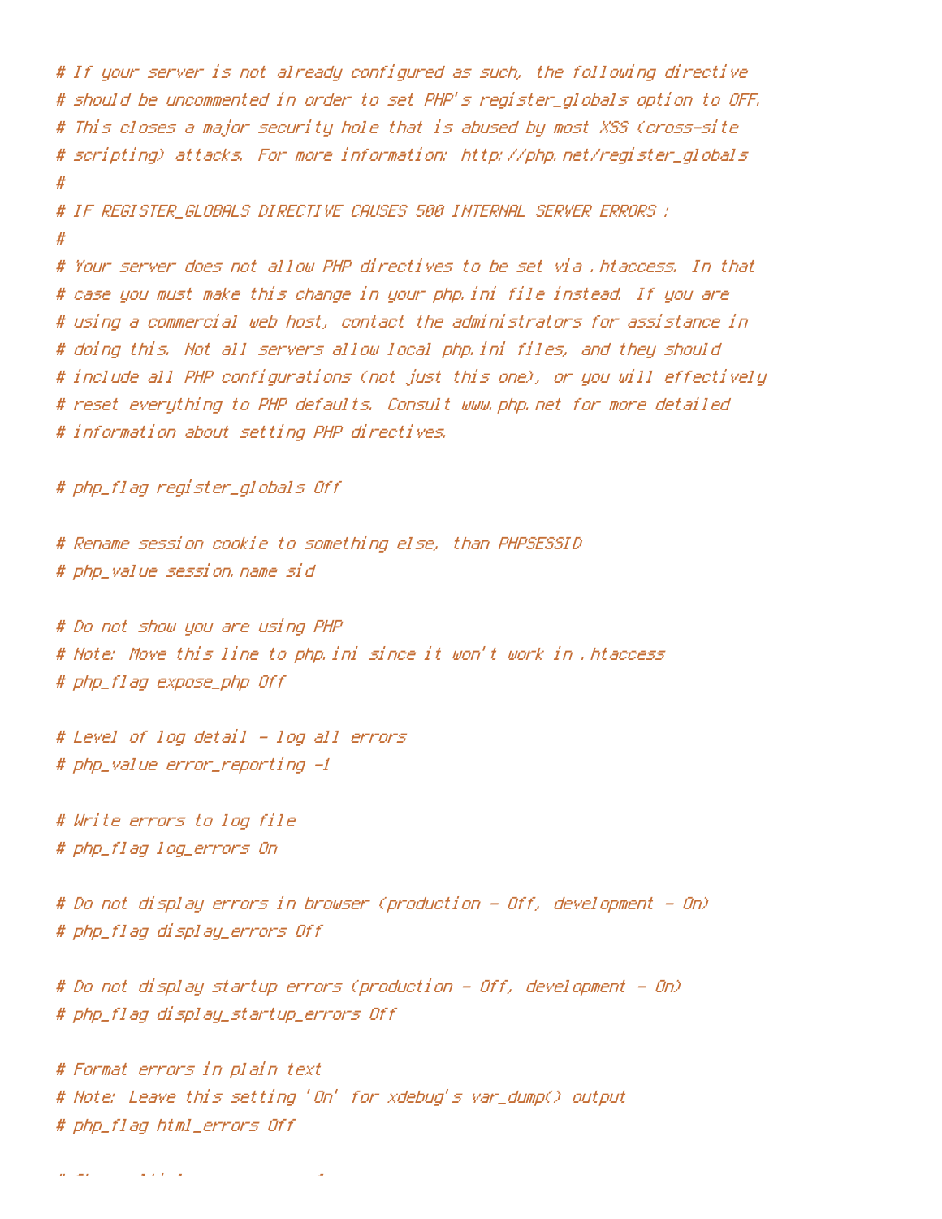```
# If your server is not already configured as such, the following directive
# should be uncommented in order to set PHP's register_globals option to OFF.
# This closes a major security hole that is abused by most XSS (cross-site
# scripting) attacks. For more information: http://php.net/register_globals
#
# IF REGISTER_GLOBALS DIRECTIVE CAUSES 500 INTERNAL SERVER ERRORS :
#
# Your server does not allow PHP directives to be set via .htaccess. In that
# case you must make this change in your php.ini file instead. If you are
# using a commercial web host, contact the administrators for assistance in
# doing this. Not all servers allow local php.ini files, and they should
# include all PHP configurations (not just this one), or you will effectively
# reset everything to PHP defaults. Consult www.php.net for more detailed
# information about setting PHP directives.

# php_flag register_globals Off

# Rename session cookie to something else, than PHPSESSID
# php_value session.name sid

# Do not show you are using PHP
# Note: Move this line to php.ini since it won't work in .htaccess
# php_flag expose_php Off

# Level of log detail - log all errors
# php_value error_reporting -1

# Write errors to log file
# php_flag log_errors On

# Do not display errors in browser (production - Off, development - On)
# php_flag display_errors Off

# Do not display startup errors (production - Off, development - On)
# php_flag display_startup_errors Off

# Format errors in plain text
# Note: Leave this setting 'On' for xdebug's var_dump() output
# php_flag html_errors Off
```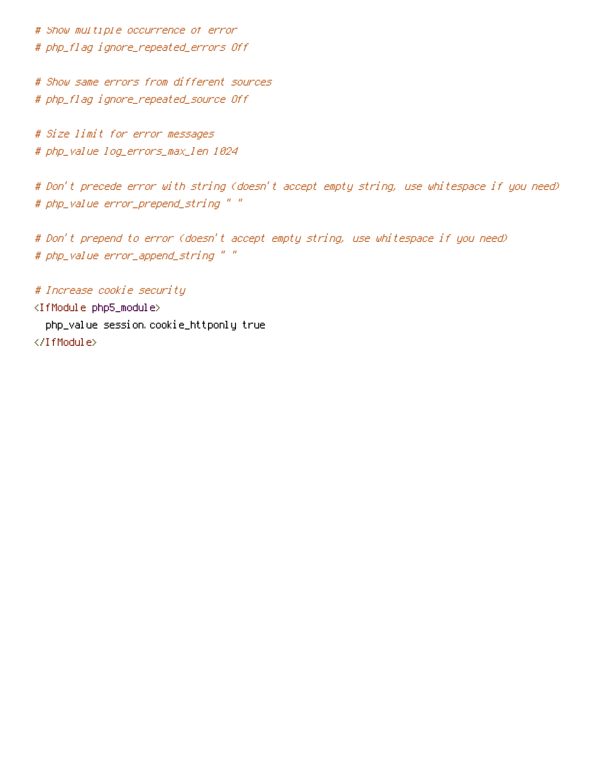```
# Show multiple occurrence of error
# php_flag ignore_repeated_errors Off

# Show same errors from different sources
# php_flag ignore_repeated_source Off

# Size limit for error messages
# php_value log_errors_max_len 1024

# Don't precede error with string (doesn't accept empty string, use whitespace if you need)
# php_value error_prepend_string " "

# Don't prepend to error (doesn't accept empty string, use whitespace if you need)
# php_value error_append_string " "

# Increase cookie security
<IfModule php5_module>
  php_value session.cookie_httponly true
</IfModule>
```